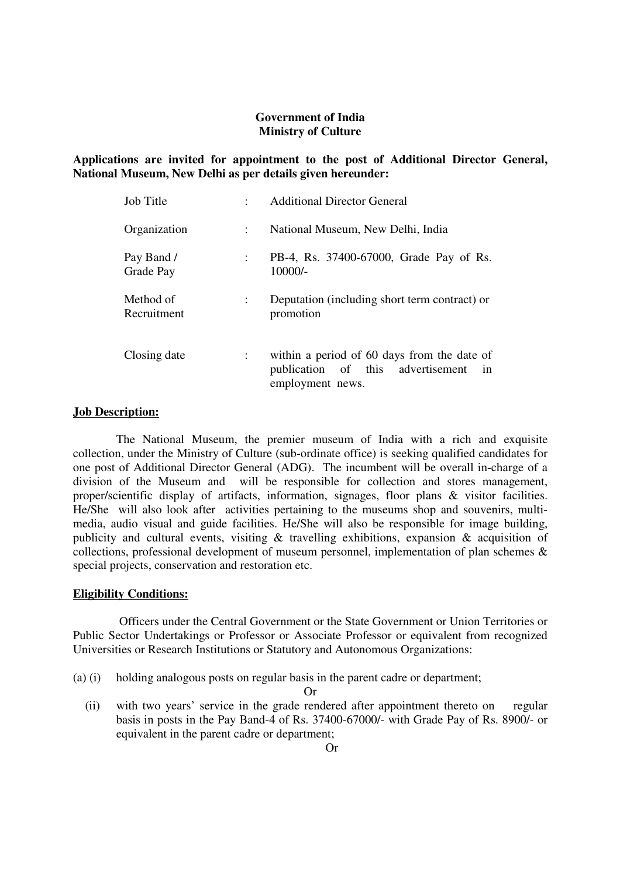**Government of India**
**Ministry of Culture**

**Applications are invited for appointment to the post of Additional Director General, National Museum, New Delhi as per details given hereunder:**

| | | |
|---|---|---|
| Job Title | : | Additional Director General |
| Organization | : | National Museum, New Delhi, India |
| Pay Band / Grade Pay | : | PB-4, Rs. 37400-67000, Grade Pay of Rs. 10000/- |
| Method of Recruitment | : | Deputation (including short term contract) or promotion |
| Closing date | : | within a period of 60 days from the date of publication of this advertisement in employment news. |

**Job Description:**

The National Museum, the premier museum of India with a rich and exquisite collection, under the Ministry of Culture (sub-ordinate office) is seeking qualified candidates for one post of Additional Director General (ADG). The incumbent will be overall in-charge of a division of the Museum and will be responsible for collection and stores management, proper/scientific display of artifacts, information, signages, floor plans & visitor facilities. He/She will also look after activities pertaining to the museums shop and souvenirs, multi-media, audio visual and guide facilities. He/She will also be responsible for image building, publicity and cultural events, visiting & travelling exhibitions, expansion & acquisition of collections, professional development of museum personnel, implementation of plan schemes & special projects, conservation and restoration etc.

**Eligibility Conditions:**

Officers under the Central Government or the State Government or Union Territories or Public Sector Undertakings or Professor or Associate Professor or equivalent from recognized Universities or Research Institutions or Statutory and Autonomous Organizations:

(a) (i) holding analogous posts on regular basis in the parent cadre or department;

Or

(ii) with two years' service in the grade rendered after appointment thereto on regular basis in posts in the Pay Band-4 of Rs. 37400-67000/- with Grade Pay of Rs. 8900/- or equivalent in the parent cadre or department;

Or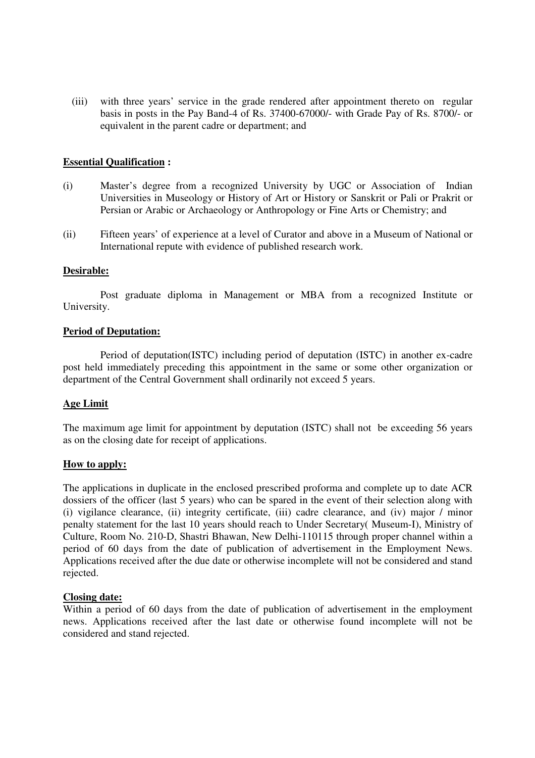(iii) with three years' service in the grade rendered after appointment thereto on regular basis in posts in the Pay Band-4 of Rs. 37400-67000/- with Grade Pay of Rs. 8700/- or equivalent in the parent cadre or department; and

**Essential Qualification :**

(i) Master's degree from a recognized University by UGC or Association of Indian Universities in Museology or History of Art or History or Sanskrit or Pali or Prakrit or Persian or Arabic or Archaeology or Anthropology or Fine Arts or Chemistry; and

(ii) Fifteen years' of experience at a level of Curator and above in a Museum of National or International repute with evidence of published research work.

**Desirable:**

Post graduate diploma in Management or MBA from a recognized Institute or University.

**Period of Deputation:**

Period of deputation(ISTC) including period of deputation (ISTC) in another ex-cadre post held immediately preceding this appointment in the same or some other organization or department of the Central Government shall ordinarily not exceed 5 years.

**Age Limit**

The maximum age limit for appointment by deputation (ISTC) shall not be exceeding 56 years as on the closing date for receipt of applications.

**How to apply:**

The applications in duplicate in the enclosed prescribed proforma and complete up to date ACR dossiers of the officer (last 5 years) who can be spared in the event of their selection along with (i) vigilance clearance, (ii) integrity certificate, (iii) cadre clearance, and (iv) major / minor penalty statement for the last 10 years should reach to Under Secretary( Museum-I), Ministry of Culture, Room No. 210-D, Shastri Bhawan, New Delhi-110115 through proper channel within a period of 60 days from the date of publication of advertisement in the Employment News. Applications received after the due date or otherwise incomplete will not be considered and stand rejected.

**Closing date:**

Within a period of 60 days from the date of publication of advertisement in the employment news. Applications received after the last date or otherwise found incomplete will not be considered and stand rejected.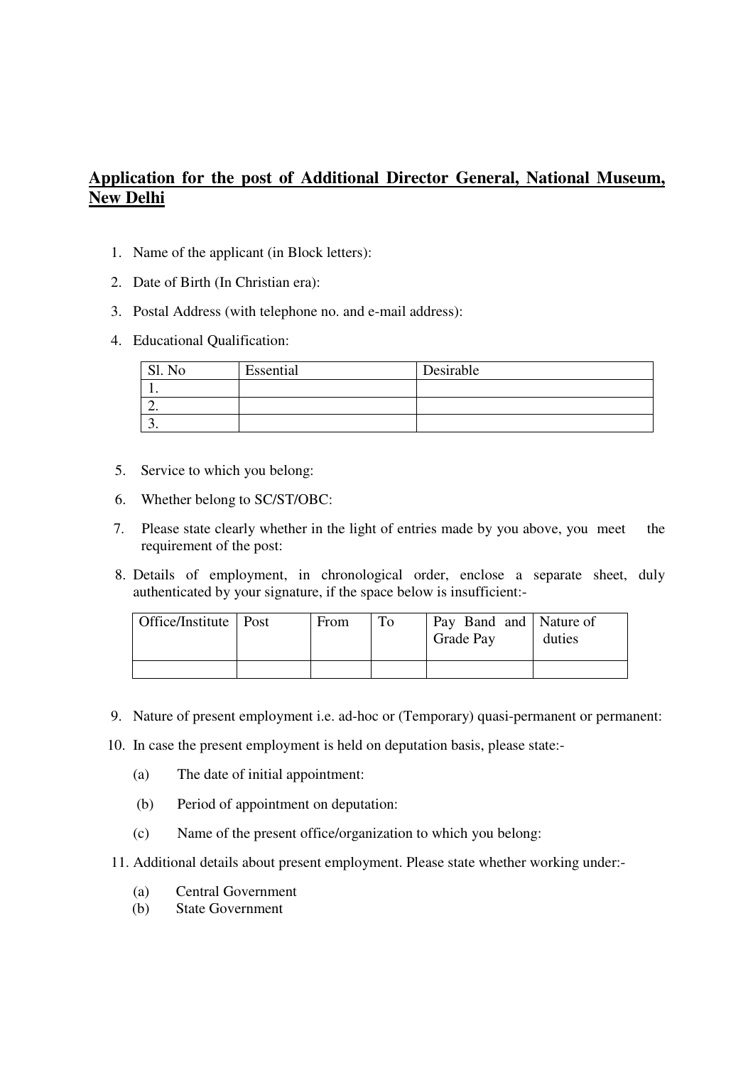**Application for the post of Additional Director General, National Museum, New Delhi**

1. Name of the applicant (in Block letters):
2. Date of Birth (In Christian era):
3. Postal Address (with telephone no. and e-mail address):
4. Educational Qualification:

| Sl. No | Essential | Desirable |
|---|---|---|
| 1. | | |
| 2. | | |
| 3. | | |

5. Service to which you belong:
6. Whether belong to SC/ST/OBC:
7. Please state clearly whether in the light of entries made by you above, you meet the requirement of the post:
8. Details of employment, in chronological order, enclose a separate sheet, duly authenticated by your signature, if the space below is insufficient:-

| Office/Institute | Post | From | To | Pay Band and Grade Pay | Nature of duties |
|---|---|---|---|---|---|
| | | | | | |

9. Nature of present employment i.e. ad-hoc or (Temporary) quasi-permanent or permanent:
10. In case the present employment is held on deputation basis, please state:-
    - (a) The date of initial appointment:
    - (b) Period of appointment on deputation:
    - (c) Name of the present office/organization to which you belong:
11. Additional details about present employment. Please state whether working under:-
    - (a) Central Government
    - (b) State Government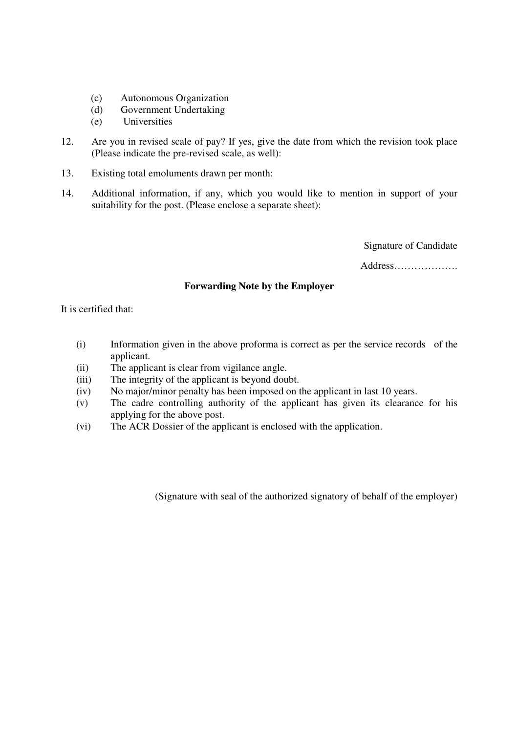(c) Autonomous Organization
(d) Government Undertaking
(e) Universities

12. Are you in revised scale of pay? If yes, give the date from which the revision took place (Please indicate the pre-revised scale, as well):

13. Existing total emoluments drawn per month:

14. Additional information, if any, which you would like to mention in support of your suitability for the post. (Please enclose a separate sheet):

Signature of Candidate

Address……………….

**Forwarding Note by the Employer**

It is certified that:

(i) Information given in the above proforma is correct as per the service records of the applicant.
(ii) The applicant is clear from vigilance angle.
(iii) The integrity of the applicant is beyond doubt.
(iv) No major/minor penalty has been imposed on the applicant in last 10 years.
(v) The cadre controlling authority of the applicant has given its clearance for his applying for the above post.
(vi) The ACR Dossier of the applicant is enclosed with the application.

(Signature with seal of the authorized signatory of behalf of the employer)